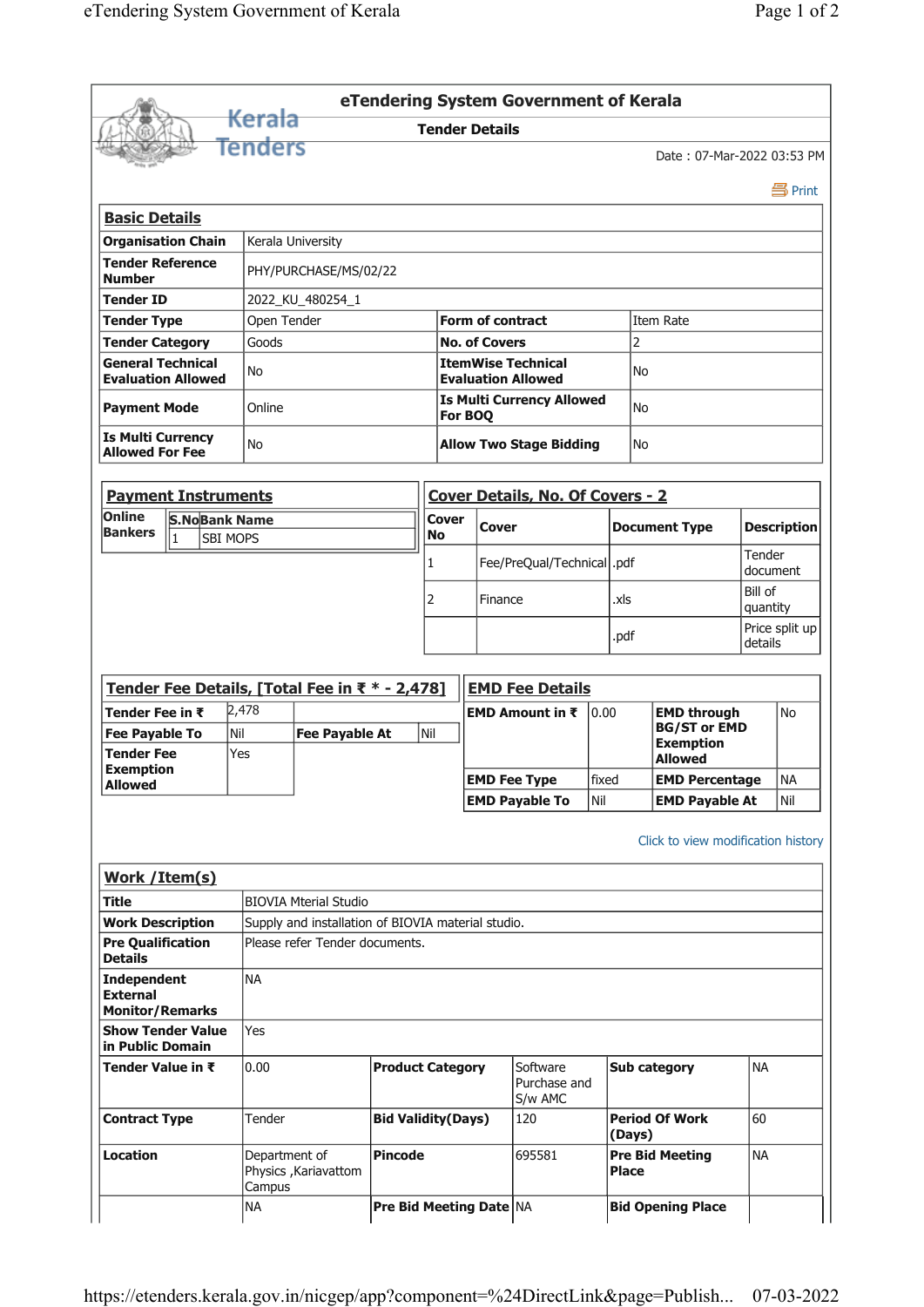# eTendering System Government of Kerala

## Tender Details

Date : 07-Mar-2022 03:53 PM

Print

### Basic Details

| | | | |
|---|---|---|---|
| **Organisation Chain** | Kerala University | | |
| **Tender Reference Number** | PHY/PURCHASE/MS/02/22 | | |
| **Tender ID** | 2022_KU_480254_1 | | |
| **Tender Type** | Open Tender | **Form of contract** | Item Rate |
| **Tender Category** | Goods | **No. of Covers** | 2 |
| **General Technical Evaluation Allowed** | No | **ItemWise Technical Evaluation Allowed** | No |
| **Payment Mode** | Online | **Is Multi Currency Allowed For BOQ** | No |
| **Is Multi Currency Allowed For Fee** | No | **Allow Two Stage Bidding** | No |

### Payment Instruments

**Online Bankers**

| S.No | Bank Name |
|---|---|
| 1 | SBI MOPS |

### Cover Details, No. Of Covers - 2

| Cover No | Cover | Document Type | Description |
|---|---|---|---|
| 1 | Fee/PreQual/Technical | .pdf | Tender document |
| 2 | Finance | .xls | Bill of quantity |
| | | .pdf | Price split up details |

### Tender Fee Details, [Total Fee in ₹ * - 2,478]

| | | | |
|---|---|---|---|
| **Tender Fee in ₹** | 2,478 | | |
| **Fee Payable To** | Nil | **Fee Payable At** | Nil |
| **Tender Fee Exemption Allowed** | Yes | | |

### EMD Fee Details

| | | | |
|---|---|---|---|
| **EMD Amount in ₹** | 0.00 | **EMD through BG/ST or EMD Exemption Allowed** | No |
| **EMD Fee Type** | fixed | **EMD Percentage** | NA |
| **EMD Payable To** | Nil | **EMD Payable At** | Nil |

Click to view modification history

### Work /Item(s)

| | | | | | |
|---|---|---|---|---|---|
| **Title** | BIOVIA Mterial Studio | | | | |
| **Work Description** | Supply and installation of BIOVIA material studio. | | | | |
| **Pre Qualification Details** | Please refer Tender documents. | | | | |
| **Independent External Monitor/Remarks** | NA | | | | |
| **Show Tender Value in Public Domain** | Yes | | | | |
| **Tender Value in ₹** | 0.00 | **Product Category** | Software Purchase and S/w AMC | **Sub category** | NA |
| **Contract Type** | Tender | **Bid Validity(Days)** | 120 | **Period Of Work (Days)** | 60 |
| **Location** | Department of Physics ,Kariavattom Campus | **Pincode** | 695581 | **Pre Bid Meeting Place** | NA |
| | NA | **Pre Bid Meeting Date** | NA | **Bid Opening Place** | |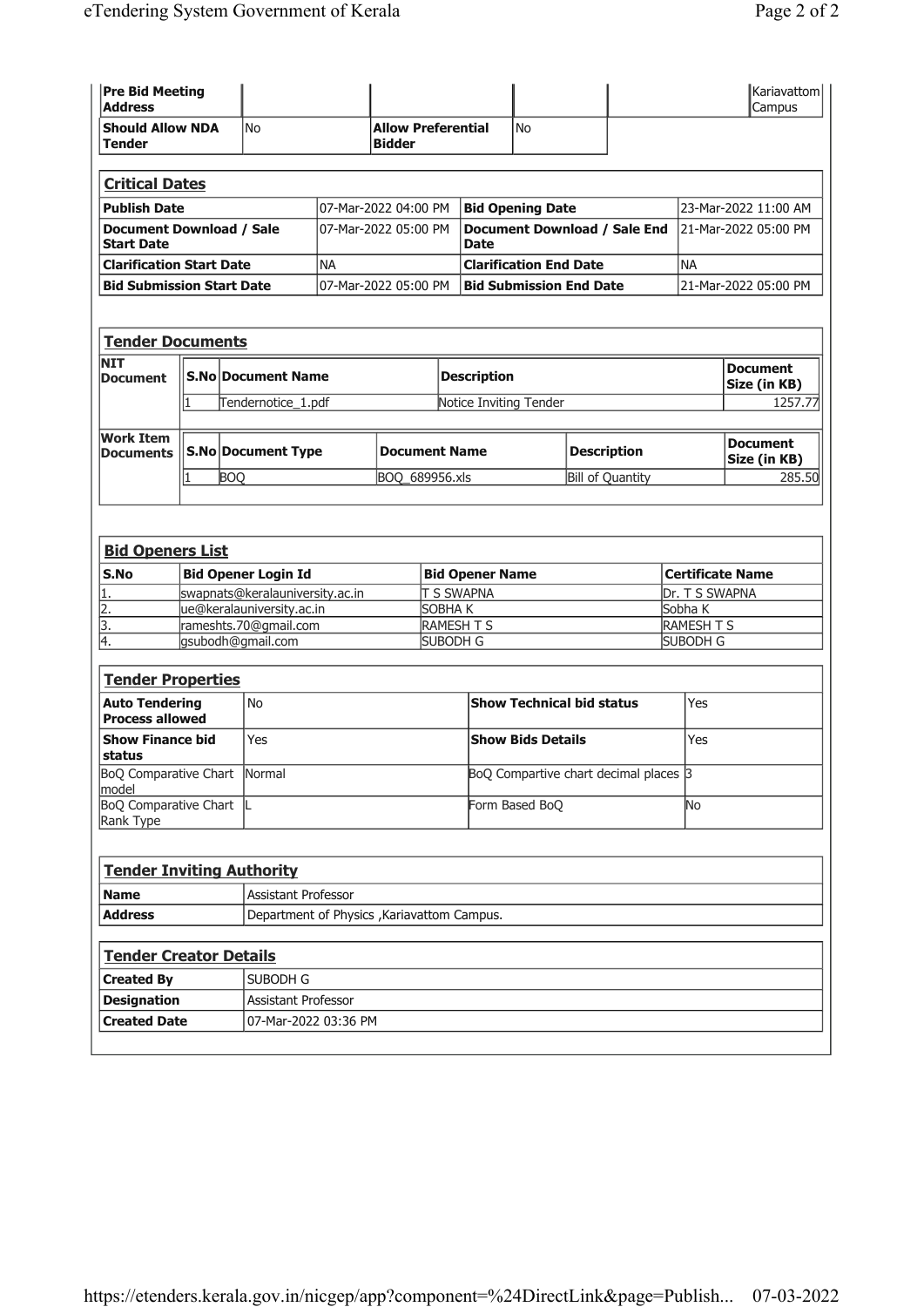| | | | | | |
|---|---|---|---|---|---|
| **Pre Bid Meeting Address** | | | | | Kariavattom Campus |
| **Should Allow NDA Tender** | No | **Allow Preferential Bidder** | No | | |

## Critical Dates

| | | | |
|---|---|---|---|
| **Publish Date** | 07-Mar-2022 04:00 PM | **Bid Opening Date** | 23-Mar-2022 11:00 AM |
| **Document Download / Sale Start Date** | 07-Mar-2022 05:00 PM | **Document Download / Sale End Date** | 21-Mar-2022 05:00 PM |
| **Clarification Start Date** | NA | **Clarification End Date** | NA |
| **Bid Submission Start Date** | 07-Mar-2022 05:00 PM | **Bid Submission End Date** | 21-Mar-2022 05:00 PM |

## Tender Documents

**NIT Document**

| S.No | Document Name | Description | Document Size (in KB) |
|---|---|---|---|
| 1 | Tendernotice_1.pdf | Notice Inviting Tender | 1257.77 |

**Work Item Documents**

| S.No | Document Type | Document Name | Description | Document Size (in KB) |
|---|---|---|---|---|
| 1 | BOQ | BOQ_689956.xls | Bill of Quantity | 285.50 |

## Bid Openers List

| S.No | Bid Opener Login Id | Bid Opener Name | Certificate Name |
|---|---|---|---|
| 1. | swapnats@keralauniversity.ac.in | T S SWAPNA | Dr. T S SWAPNA |
| 2. | ue@keralauniversity.ac.in | SOBHA K | Sobha K |
| 3. | rameshts.70@gmail.com | RAMESH T S | RAMESH T S |
| 4. | gsubodh@gmail.com | SUBODH G | SUBODH G |

## Tender Properties

| | | | |
|---|---|---|---|
| **Auto Tendering Process allowed** | No | **Show Technical bid status** | Yes |
| **Show Finance bid status** | Yes | **Show Bids Details** | Yes |
| BoQ Comparative Chart model | Normal | BoQ Compartive chart decimal places | 3 |
| BoQ Comparative Chart Rank Type | L | Form Based BoQ | No |

## Tender Inviting Authority

| | |
|---|---|
| **Name** | Assistant Professor |
| **Address** | Department of Physics ,Kariavattom Campus. |

## Tender Creator Details

| | |
|---|---|
| **Created By** | SUBODH G |
| **Designation** | Assistant Professor |
| **Created Date** | 07-Mar-2022 03:36 PM |